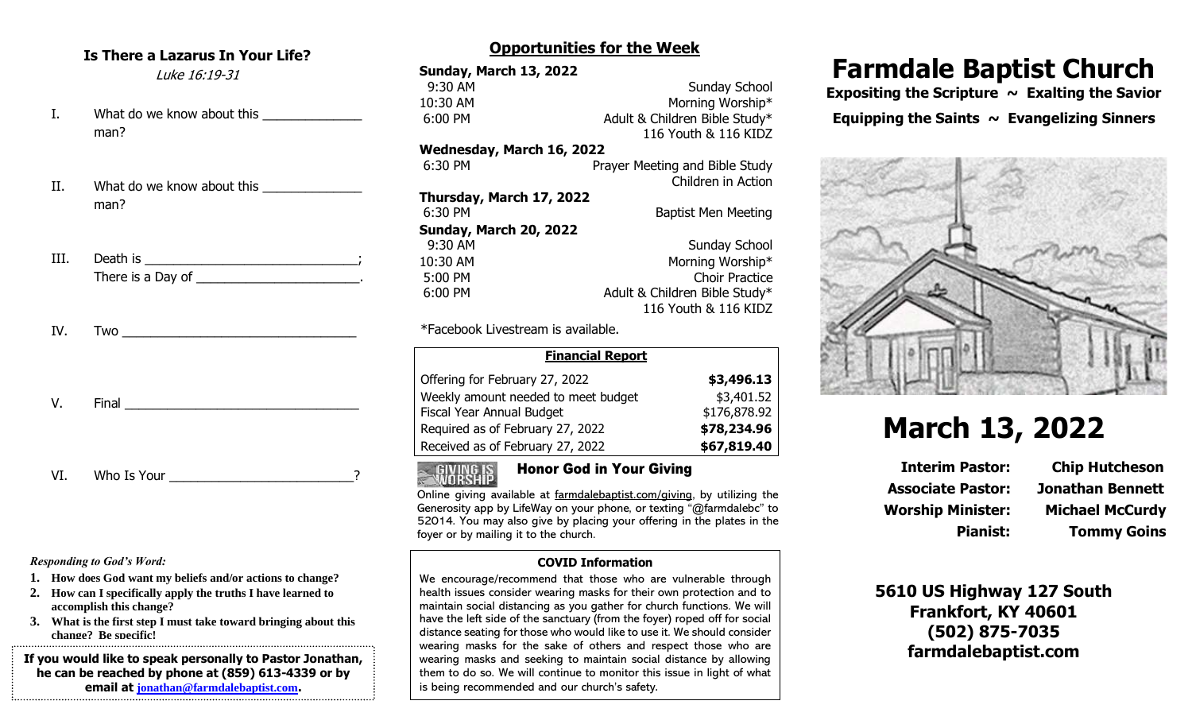### Is There a Lazarus In Your Life?

*Luke 16:19-31*

I. What do we know about this ______________ man?

II. What do we know about this ______________ man?

III. Death is ______________________________; There is a Day of _______________________.

IV. Two ________________________________

V. Final ________________________________

VI. Who Is Your __________________________?

*Responding to God's Word:*

1. **How does God want my beliefs and/or actions to change?**
2. **How can I specifically apply the truths I have learned to accomplish this change?**
3. **What is the first step I must take toward bringing about this change? Be specific!**

**If you would like to speak personally to Pastor Jonathan, he can be reached by phone at (859) 613-4339 or by email at jonathan@farmdalebaptist.com.**

## Opportunities for the Week

**Sunday, March 13, 2022**

| | |
|---|---|
| 9:30 AM | Sunday School |
| 10:30 AM | Morning Worship* |
| 6:00 PM | Adult & Children Bible Study* 116 Youth & 116 KIDZ |

**Wednesday, March 16, 2022**

| | |
|---|---|
| 6:30 PM | Prayer Meeting and Bible Study Children in Action |

**Thursday, March 17, 2022**

| | |
|---|---|
| 6:30 PM | Baptist Men Meeting |

**Sunday, March 20, 2022**

| | |
|---|---|
| 9:30 AM | Sunday School |
| 10:30 AM | Morning Worship* |
| 5:00 PM | Choir Practice |
| 6:00 PM | Adult & Children Bible Study* 116 Youth & 116 KIDZ |

*Facebook Livestream is available.

| Financial Report | |
|---|---|
| Offering for February 27, 2022 | **$3,496.13** |
| Weekly amount needed to meet budget | $3,401.52 |
| Fiscal Year Annual Budget | $176,878.92 |
| Required as of February 27, 2022 | **$78,234.96** |
| Received as of February 27, 2022 | **$67,819.40** |

GIVING IS WORSHIP

### Honor God in Your Giving

Online giving available at farmdalebaptist.com/giving, by utilizing the Generosity app by LifeWay on your phone, or texting "@farmdalebc" to 52014. You may also give by placing your offering in the plates in the foyer or by mailing it to the church.

### COVID Information

We encourage/recommend that those who are vulnerable through health issues consider wearing masks for their own protection and to maintain social distancing as you gather for church functions. We will have the left side of the sanctuary (from the foyer) roped off for social distance seating for those who would like to use it. We should consider wearing masks for the sake of others and respect those who are wearing masks and seeking to maintain social distance by allowing them to do so. We will continue to monitor this issue in light of what is being recommended and our church's safety.

# Farmdale Baptist Church

**Expositing the Scripture ~ Exalting the Savior**

**Equipping the Saints ~ Evangelizing Sinners**

# March 13, 2022

| | |
|---|---|
| **Interim Pastor:** | **Chip Hutcheson** |
| **Associate Pastor:** | **Jonathan Bennett** |
| **Worship Minister:** | **Michael McCurdy** |
| **Pianist:** | **Tommy Goins** |

**5610 US Highway 127 South**
**Frankfort, KY 40601**
**(502) 875-7035**
**farmdalebaptist.com**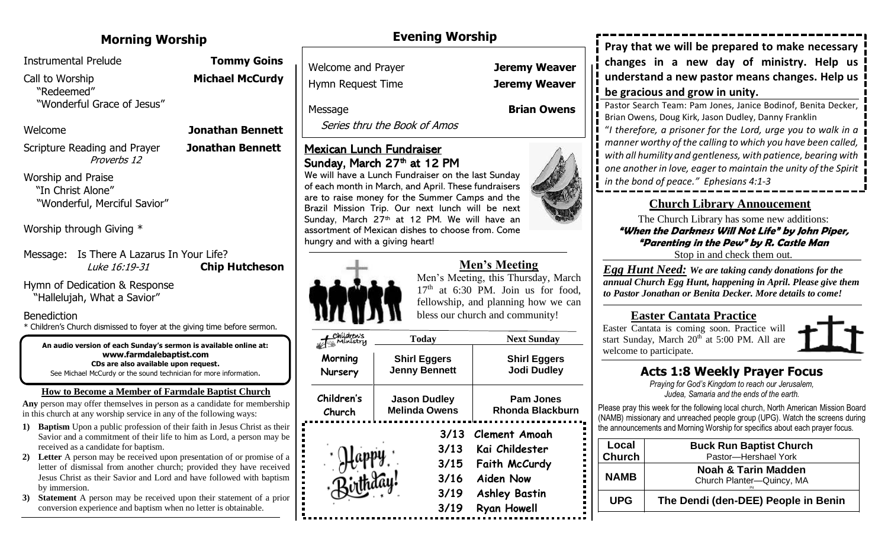## Morning Worship

Instrumental Prelude **Tommy Goins**

Call to Worship **Michael McCurdy**
"Redeemed"
"Wonderful Grace of Jesus"

Welcome **Jonathan Bennett**

Scripture Reading and Prayer **Jonathan Bennett**
*Proverbs 12*

Worship and Praise
"In Christ Alone"
"Wonderful, Merciful Savior"

Worship through Giving *

Message: Is There A Lazarus In Your Life?
*Luke 16:19-31* **Chip Hutcheson**

Hymn of Dedication & Response
"Hallelujah, What a Savior"

Benediction

* Children's Church dismissed to foyer at the giving time before sermon.

**An audio version of each Sunday's sermon is available online at:**
**www.farmdalebaptist.com**
**CDs are also available upon request.**
See Michael McCurdy or the sound technician for more information.

### How to Become a Member of Farmdale Baptist Church

**Any** person may offer themselves in person as a candidate for membership in this church at any worship service in any of the following ways:

1) **Baptism** Upon a public profession of their faith in Jesus Christ as their Savior and a commitment of their life to him as Lord, a person may be received as a candidate for baptism.
2) **Letter** A person may be received upon presentation of or promise of a letter of dismissal from another church; provided they have received Jesus Christ as their Savior and Lord and have followed with baptism by immersion.
3) **Statement** A person may be received upon their statement of a prior conversion experience and baptism when no letter is obtainable.

## Evening Worship

Welcome and Prayer **Jeremy Weaver**

Hymn Request Time **Jeremy Weaver**

Message **Brian Owens**
*Series thru the Book of Amos*

### Mexican Lunch Fundraiser
### Sunday, March 27th at 12 PM

We will have a Lunch Fundraiser on the last Sunday of each month in March, and April. These fundraisers are to raise money for the Summer Camps and the Brazil Mission Trip. Our next lunch will be next Sunday, March 27th at 12 PM. We will have an assortment of Mexican dishes to choose from. Come hungry and with a giving heart!

### Men's Meeting

Men's Meeting, this Thursday, March 17th at 6:30 PM. Join us for food, fellowship, and planning how we can bless our church and community!

| Children's Ministry | Today | Next Sunday |
|---|---|---|
| Morning Nursery | Shirl Eggers<br>Jenny Bennett | Shirl Eggers<br>Jodi Dudley |
| Children's Church | Jason Dudley<br>Melinda Owens | Pam Jones<br>Rhonda Blackburn |

**Happy Birthday!**

3/13 Clement Amoah
3/13 Kai Childester
3/15 Faith McCurdy
3/16 Aiden Now
3/19 Ashley Bastin
3/19 Ryan Howell

**Pray that we will be prepared to make necessary changes in a new day of ministry. Help us understand a new pastor means changes. Help us be gracious and grow in unity.**

Pastor Search Team: Pam Jones, Janice Bodinof, Benita Decker, Brian Owens, Doug Kirk, Jason Dudley, Danny Franklin

"*I therefore, a prisoner for the Lord, urge you to walk in a manner worthy of the calling to which you have been called, with all humility and gentleness, with patience, bearing with one another in love, eager to maintain the unity of the Spirit in the bond of peace." Ephesians 4:1-3*

### Church Library Annoucement

The Church Library has some new additions:
**"When the Darkness Will Not Life" by John Piper,**
**"Parenting in the Pew" by R. Castle Man**
Stop in and check them out.

***Egg Hunt Need:*** ***We are taking candy donations for the annual Church Egg Hunt, happening in April. Please give them to Pastor Jonathan or Benita Decker. More details to come!***

### Easter Cantata Practice

Easter Cantata is coming soon. Practice will start Sunday, March 20th at 5:00 PM. All are welcome to participate.

## Acts 1:8 Weekly Prayer Focus

*Praying for God's Kingdom to reach our Jerusalem, Judea, Samaria and the ends of the earth.*

Please pray this week for the following local church, North American Mission Board (NAMB) missionary and unreached people group (UPG). Watch the screens during the announcements and Morning Worship for specifics about each prayer focus.

| | |
|---|---|
| **Local Church** | **Buck Run Baptist Church**<br>Pastor—Hershael York |
| **NAMB** | **Noah & Tarin Madden**<br>Church Planter—Quincy, MA |
| **UPG** | **The Dendi (den-DEE) People in Benin** |